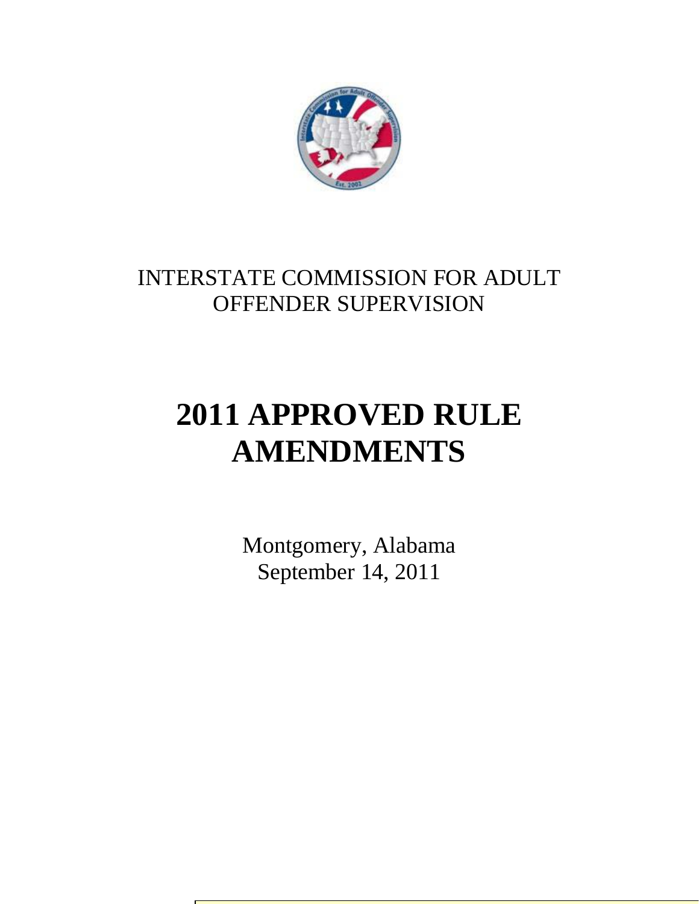INTERSTATE COMMISSION FOR ADULT OFFENDER SUPERVISION

# 2011 APPROVED RULE AMENDMENTS

Montgomery, Alabama
September 14, 2011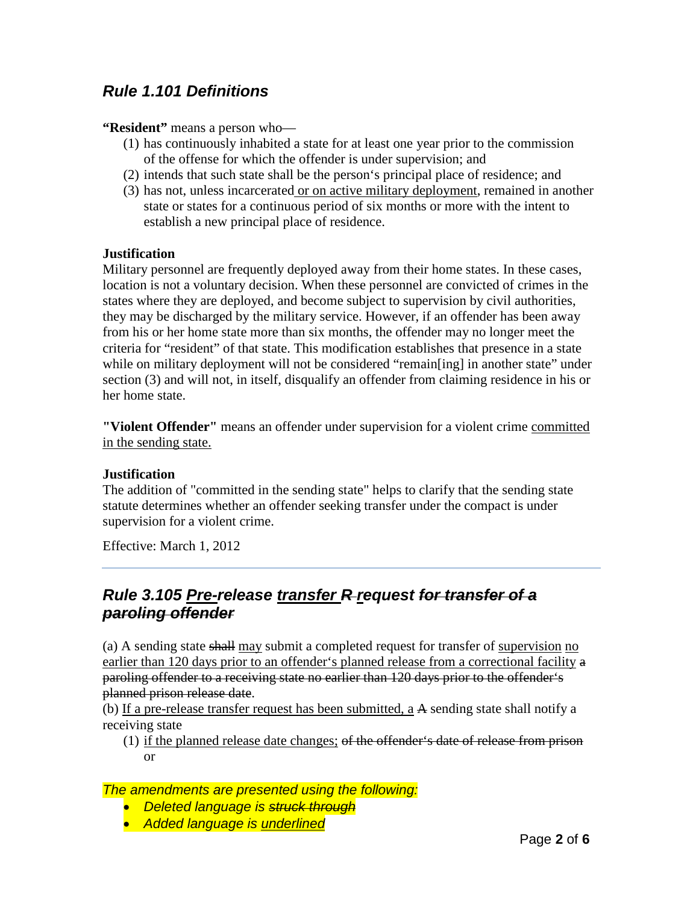## *Rule 1.101 Definitions*

**"Resident"** means a person who—

1. has continuously inhabited a state for at least one year prior to the commission of the offense for which the offender is under supervision; and
2. intends that such state shall be the person's principal place of residence; and
3. has not, unless incarcerated<u> or on active military deployment</u>, remained in another state or states for a continuous period of six months or more with the intent to establish a new principal place of residence.

**Justification**

Military personnel are frequently deployed away from their home states. In these cases, location is not a voluntary decision. When these personnel are convicted of crimes in the states where they are deployed, and become subject to supervision by civil authorities, they may be discharged by the military service. However, if an offender has been away from his or her home state more than six months, the offender may no longer meet the criteria for "resident" of that state. This modification establishes that presence in a state while on military deployment will not be considered "remain[ing] in another state" under section (3) and will not, in itself, disqualify an offender from claiming residence in his or her home state.

**"Violent Offender"** means an offender under supervision for a violent crime <u>committed in the sending state.</u>

**Justification**

The addition of "committed in the sending state" helps to clarify that the sending state statute determines whether an offender seeking transfer under the compact is under supervision for a violent crime.

Effective: March 1, 2012

---

## *Rule 3.105 <u>Pre-</u>release <u>transfer</u> ~~R~~ <u>r</u>equest ~~for transfer of a paroling offender~~*

(a) A sending state ~~shall~~ <u>may</u> submit a completed request for transfer of <u>supervision</u> <u>no earlier than 120 days prior to an offender's planned release from a correctional facility</u> ~~a paroling offender to a receiving state no earlier than 120 days prior to the offender's planned prison release date~~.

(b) <u>If a pre-release transfer request has been submitted, a</u> ~~A~~ sending state shall notify a receiving state

(1) <u>if the planned release date changes;</u> ~~of the offender's date of release from prison~~ or

*The amendments are presented using the following:*

- *Deleted language is ~~struck through~~*
- *Added language is <u>underlined</u>*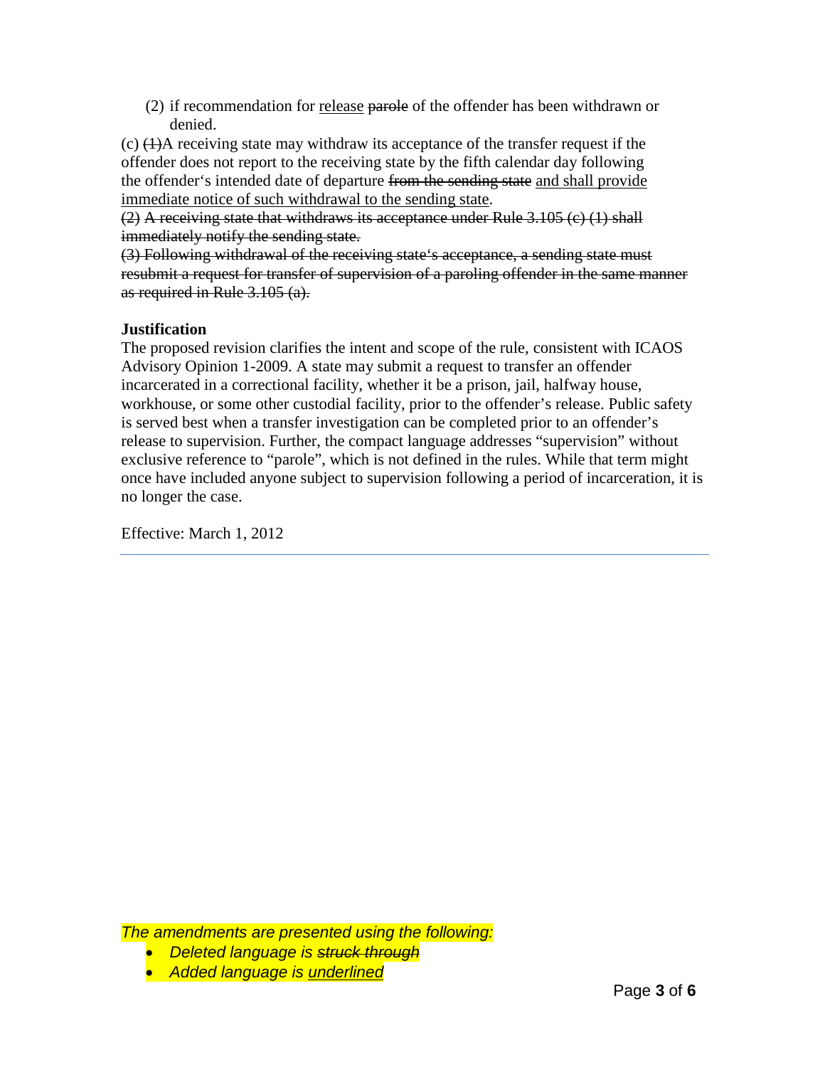(2) if recommendation for <u>release</u> ~~parole~~ of the offender has been withdrawn or denied.

(c) ~~(1)~~A receiving state may withdraw its acceptance of the transfer request if the offender does not report to the receiving state by the fifth calendar day following the offender's intended date of departure ~~from the sending state~~ <u>and shall provide immediate notice of such withdrawal to the sending state</u>.

~~(2) A receiving state that withdraws its acceptance under Rule 3.105 (c) (1) shall immediately notify the sending state.~~

~~(3) Following withdrawal of the receiving state's acceptance, a sending state must resubmit a request for transfer of supervision of a paroling offender in the same manner as required in Rule 3.105 (a).~~

**Justification**

The proposed revision clarifies the intent and scope of the rule, consistent with ICAOS Advisory Opinion 1-2009. A state may submit a request to transfer an offender incarcerated in a correctional facility, whether it be a prison, jail, halfway house, workhouse, or some other custodial facility, prior to the offender's release. Public safety is served best when a transfer investigation can be completed prior to an offender's release to supervision. Further, the compact language addresses "supervision" without exclusive reference to "parole", which is not defined in the rules. While that term might once have included anyone subject to supervision following a period of incarceration, it is no longer the case.

Effective: March 1, 2012

---

*The amendments are presented using the following:*

- *Deleted language is ~~struck through~~*
- *Added language is <u>underlined</u>*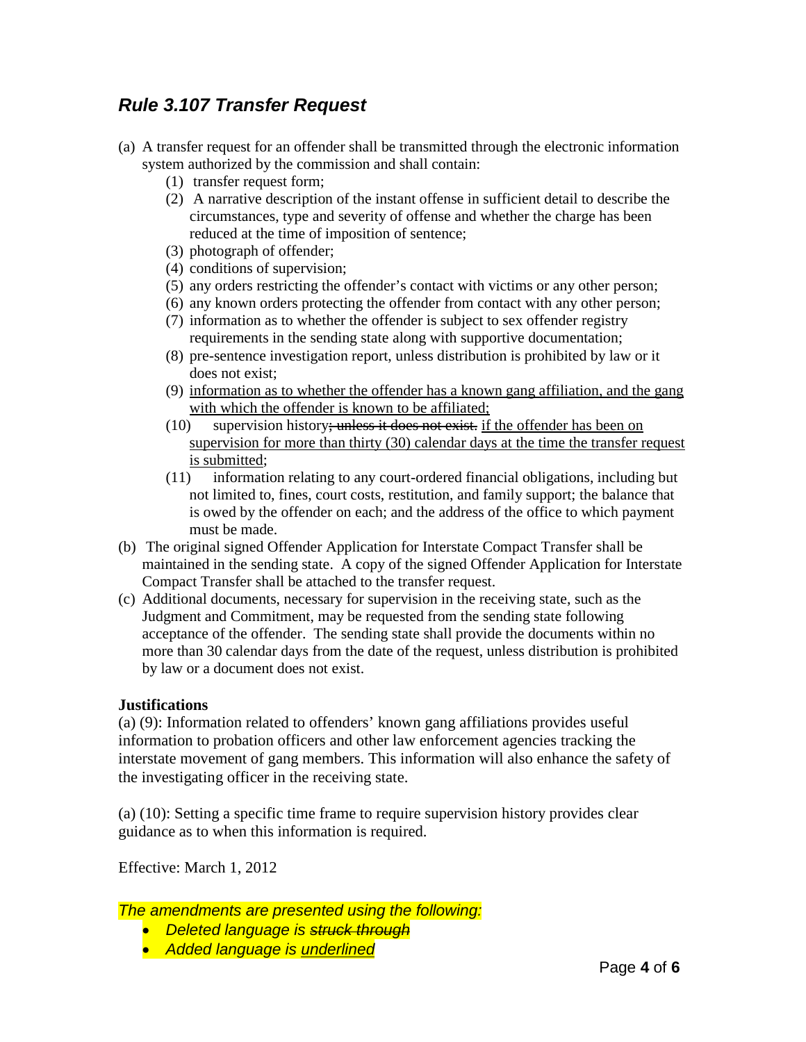## *Rule 3.107 Transfer Request*

(a) A transfer request for an offender shall be transmitted through the electronic information system authorized by the commission and shall contain:

   (1) transfer request form;
   (2) A narrative description of the instant offense in sufficient detail to describe the circumstances, type and severity of offense and whether the charge has been reduced at the time of imposition of sentence;
   (3) photograph of offender;
   (4) conditions of supervision;
   (5) any orders restricting the offender's contact with victims or any other person;
   (6) any known orders protecting the offender from contact with any other person;
   (7) information as to whether the offender is subject to sex offender registry requirements in the sending state along with supportive documentation;
   (8) pre-sentence investigation report, unless distribution is prohibited by law or it does not exist;
   (9) <u>information as to whether the offender has a known gang affiliation, and the gang with which the offender is known to be affiliated;</u>
   (10) supervision history~~; unless it does not exist.~~ <u>if the offender has been on supervision for more than thirty (30) calendar days at the time the transfer request is submitted</u>;
   (11) information relating to any court-ordered financial obligations, including but not limited to, fines, court costs, restitution, and family support; the balance that is owed by the offender on each; and the address of the office to which payment must be made.

(b) The original signed Offender Application for Interstate Compact Transfer shall be maintained in the sending state. A copy of the signed Offender Application for Interstate Compact Transfer shall be attached to the transfer request.

(c) Additional documents, necessary for supervision in the receiving state, such as the Judgment and Commitment, may be requested from the sending state following acceptance of the offender. The sending state shall provide the documents within no more than 30 calendar days from the date of the request, unless distribution is prohibited by law or a document does not exist.

**Justifications**

(a) (9): Information related to offenders' known gang affiliations provides useful information to probation officers and other law enforcement agencies tracking the interstate movement of gang members. This information will also enhance the safety of the investigating officer in the receiving state.

(a) (10): Setting a specific time frame to require supervision history provides clear guidance as to when this information is required.

Effective: March 1, 2012

*The amendments are presented using the following:*

- *Deleted language is ~~struck through~~*
- *Added language is <u>underlined</u>*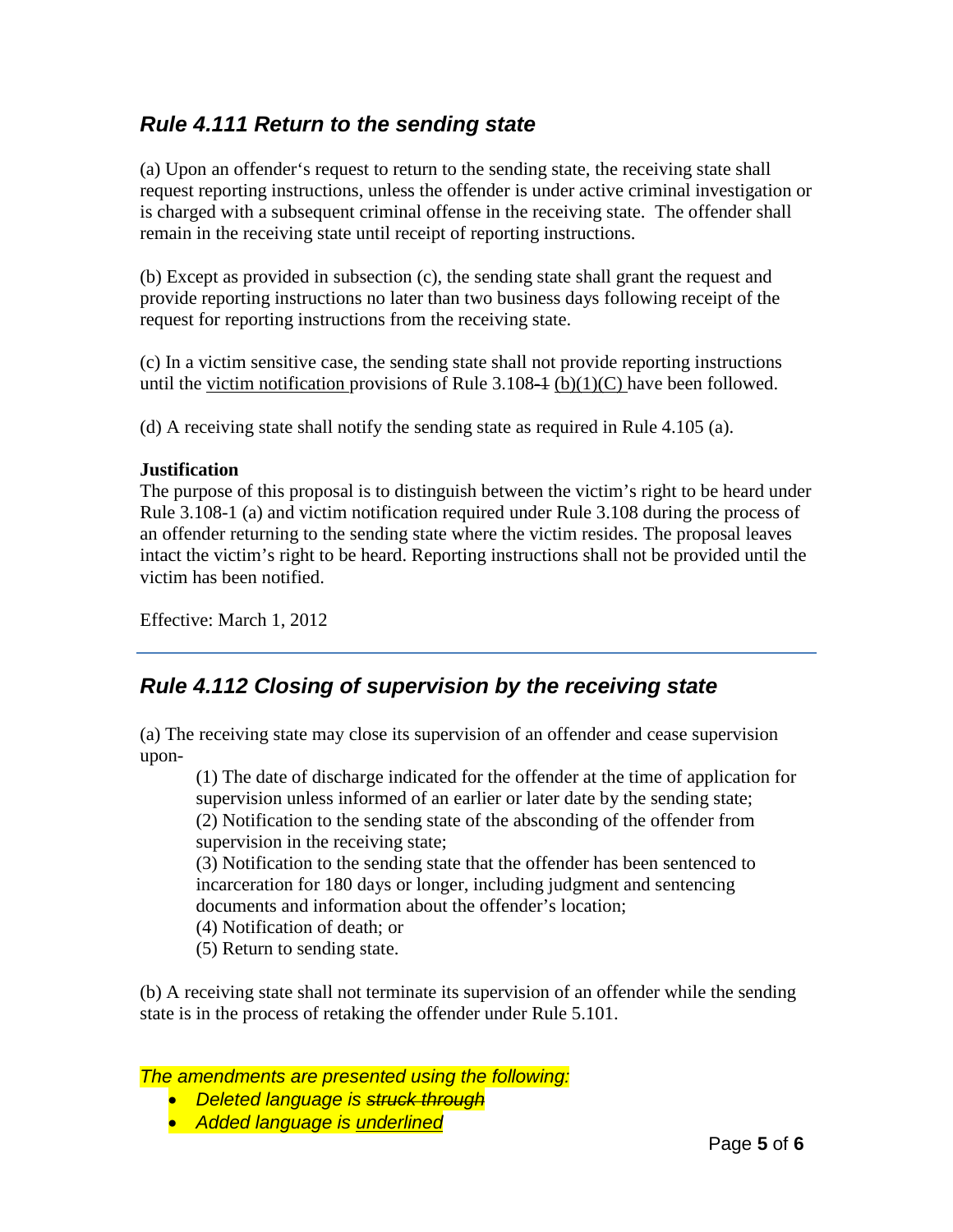## *Rule 4.111 Return to the sending state*

(a) Upon an offender's request to return to the sending state, the receiving state shall request reporting instructions, unless the offender is under active criminal investigation or is charged with a subsequent criminal offense in the receiving state. The offender shall remain in the receiving state until receipt of reporting instructions.

(b) Except as provided in subsection (c), the sending state shall grant the request and provide reporting instructions no later than two business days following receipt of the request for reporting instructions from the receiving state.

(c) In a victim sensitive case, the sending state shall not provide reporting instructions until the <u>victim notification</u> provisions of Rule 3.108~~-1~~ <u>(b)(1)(C)</u> have been followed.

(d) A receiving state shall notify the sending state as required in Rule 4.105 (a).

**Justification**
The purpose of this proposal is to distinguish between the victim's right to be heard under Rule 3.108-1 (a) and victim notification required under Rule 3.108 during the process of an offender returning to the sending state where the victim resides. The proposal leaves intact the victim's right to be heard. Reporting instructions shall not be provided until the victim has been notified.

Effective: March 1, 2012

---

## *Rule 4.112 Closing of supervision by the receiving state*

(a) The receiving state may close its supervision of an offender and cease supervision upon-

(1) The date of discharge indicated for the offender at the time of application for supervision unless informed of an earlier or later date by the sending state;
(2) Notification to the sending state of the absconding of the offender from supervision in the receiving state;
(3) Notification to the sending state that the offender has been sentenced to incarceration for 180 days or longer, including judgment and sentencing documents and information about the offender's location;
(4) Notification of death; or
(5) Return to sending state.

(b) A receiving state shall not terminate its supervision of an offender while the sending state is in the process of retaking the offender under Rule 5.101.

*The amendments are presented using the following:*

- *Deleted language is ~~struck through~~*
- *Added language is <u>underlined</u>*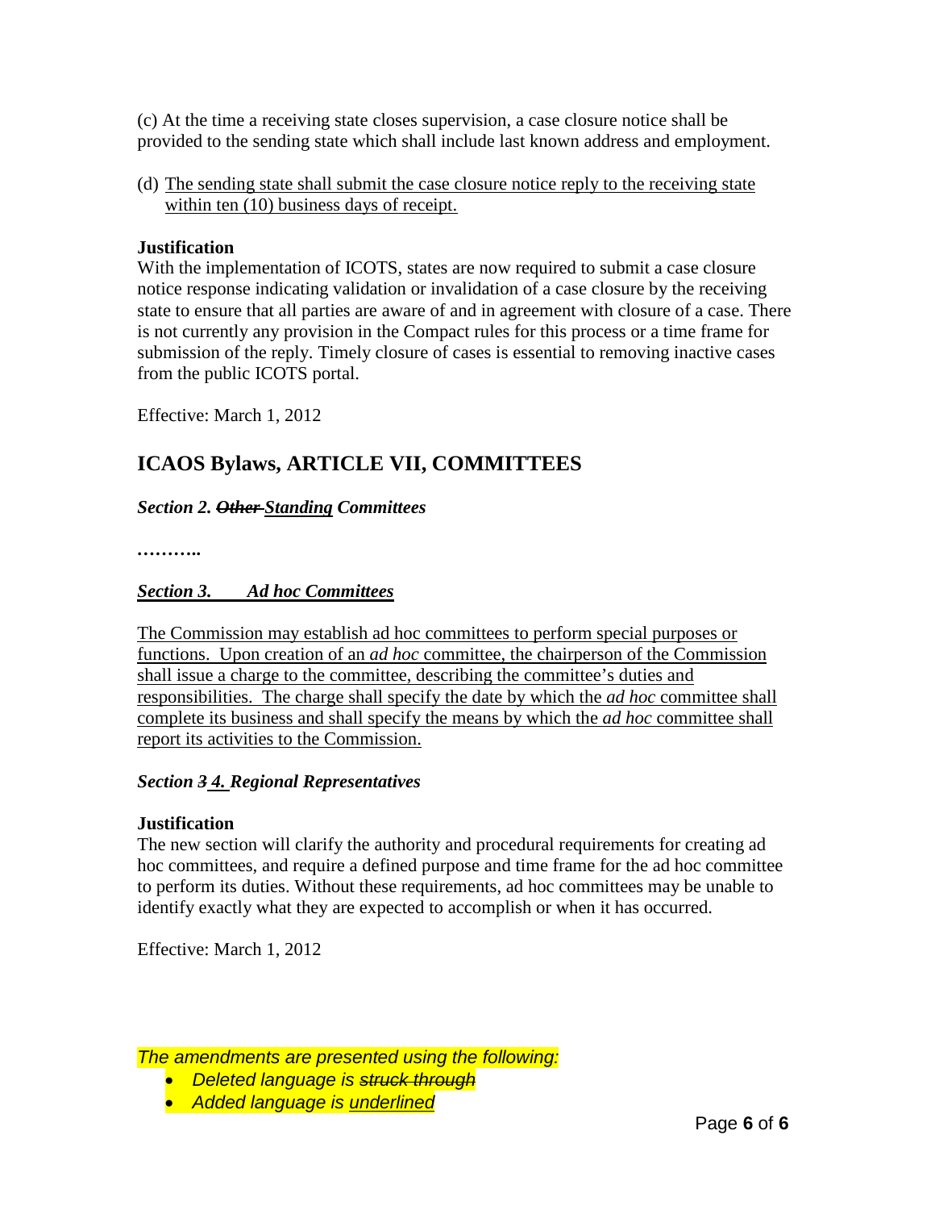(c) At the time a receiving state closes supervision, a case closure notice shall be provided to the sending state which shall include last known address and employment.

(d) <u>The sending state shall submit the case closure notice reply to the receiving state within ten (10) business days of receipt.</u>

**Justification**

With the implementation of ICOTS, states are now required to submit a case closure notice response indicating validation or invalidation of a case closure by the receiving state to ensure that all parties are aware of and in agreement with closure of a case. There is not currently any provision in the Compact rules for this process or a time frame for submission of the reply. Timely closure of cases is essential to removing inactive cases from the public ICOTS portal.

Effective: March 1, 2012

## ICAOS Bylaws, ARTICLE VII, COMMITTEES

***Section 2. ~~Other~~ <u>Standing</u> Committees***

**………..**

***<u>Section 3. Ad hoc Committees</u>***

<u>The Commission may establish ad hoc committees to perform special purposes or functions. Upon creation of an *ad hoc* committee, the chairperson of the Commission shall issue a charge to the committee, describing the committee's duties and responsibilities. The charge shall specify the date by which the *ad hoc* committee shall complete its business and shall specify the means by which the *ad hoc* committee shall report its activities to the Commission.</u>

***Section ~~3~~ <u>4.</u> Regional Representatives***

**Justification**

The new section will clarify the authority and procedural requirements for creating ad hoc committees, and require a defined purpose and time frame for the ad hoc committee to perform its duties. Without these requirements, ad hoc committees may be unable to identify exactly what they are expected to accomplish or when it has occurred.

Effective: March 1, 2012

*The amendments are presented using the following:*

- *Deleted language is ~~struck through~~*
- *Added language is <u>underlined</u>*